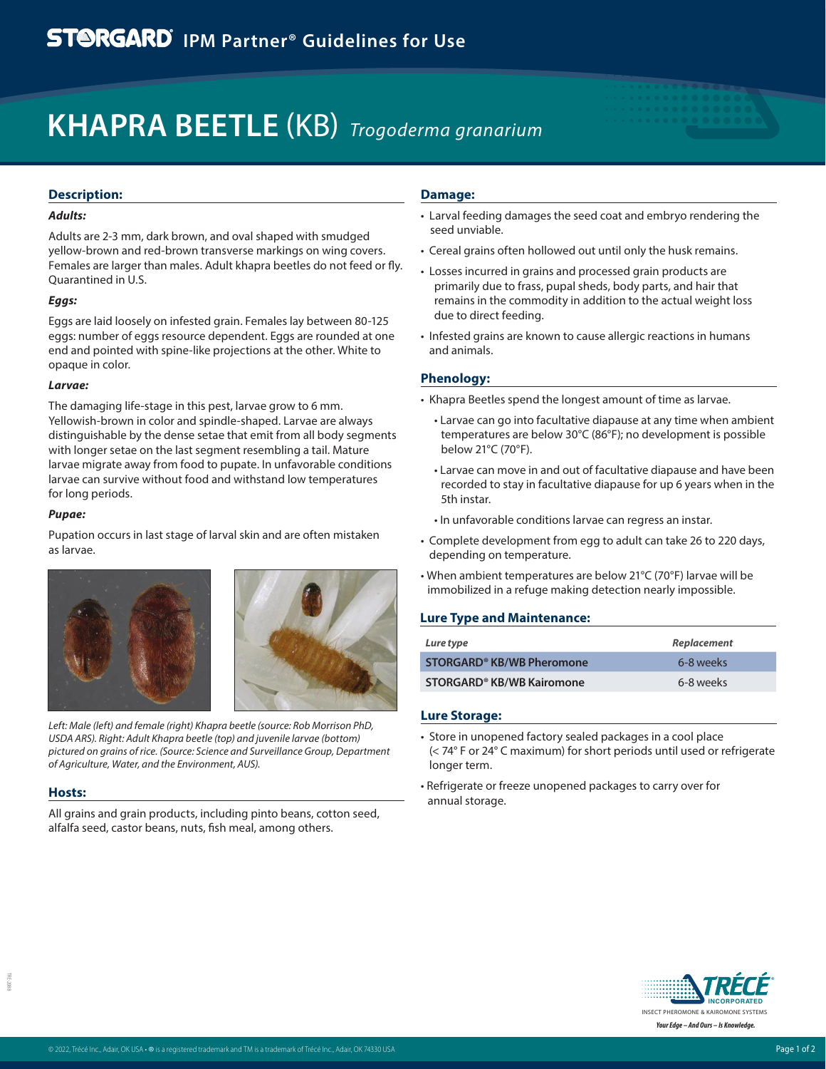# STORGARD® IPM Partner® Guidelines for Use

# KHAPRA BEETLE (KB) *Trogoderma granarium*

## Description:

### *Adults:*

Adults are 2-3 mm, dark brown, and oval shaped with smudged yellow-brown and red-brown transverse markings on wing covers. Females are larger than males. Adult khapra beetles do not feed or fly. Quarantined in U.S.

### *Eggs:*

Eggs are laid loosely on infested grain. Females lay between 80-125 eggs: number of eggs resource dependent. Eggs are rounded at one end and pointed with spine-like projections at the other. White to opaque in color.

### *Larvae:*

The damaging life-stage in this pest, larvae grow to 6 mm. Yellowish-brown in color and spindle-shaped. Larvae are always distinguishable by the dense setae that emit from all body segments with longer setae on the last segment resembling a tail. Mature larvae migrate away from food to pupate. In unfavorable conditions larvae can survive without food and withstand low temperatures for long periods.

### *Pupae:*

Pupation occurs in last stage of larval skin and are often mistaken as larvae.

*Left: Male (left) and female (right) Khapra beetle (source: Rob Morrison PhD, USDA ARS). Right: Adult Khapra beetle (top) and juvenile larvae (bottom) pictured on grains of rice. (Source: Science and Surveillance Group, Department of Agriculture, Water, and the Environment, AUS).*

## Hosts:

All grains and grain products, including pinto beans, cotton seed, alfalfa seed, castor beans, nuts, fish meal, among others.

## Damage:

- Larval feeding damages the seed coat and embryo rendering the seed unviable.
- Cereal grains often hollowed out until only the husk remains.
- Losses incurred in grains and processed grain products are primarily due to frass, pupal sheds, body parts, and hair that remains in the commodity in addition to the actual weight loss due to direct feeding.
- Infested grains are known to cause allergic reactions in humans and animals.

## Phenology:

- Khapra Beetles spend the longest amount of time as larvae.
  - Larvae can go into facultative diapause at any time when ambient temperatures are below 30°C (86°F); no development is possible below 21°C (70°F).
  - Larvae can move in and out of facultative diapause and have been recorded to stay in facultative diapause for up 6 years when in the 5th instar.
  - In unfavorable conditions larvae can regress an instar.
- Complete development from egg to adult can take 26 to 220 days, depending on temperature.
- When ambient temperatures are below 21°C (70°F) larvae will be immobilized in a refuge making detection nearly impossible.

## Lure Type and Maintenance:

| *Lure type* | *Replacement* |
|---|---|
| **STORGARD® KB/WB Pheromone** | 6-8 weeks |
| **STORGARD® KB/WB Kairomone** | 6-8 weeks |

## Lure Storage:

- Store in unopened factory sealed packages in a cool place (< 74° F or 24° C maximum) for short periods until used or refrigerate longer term.
- Refrigerate or freeze unopened packages to carry over for annual storage.

TRÉCÉ® INCORPORATED
INSECT PHEROMONE & KAIROMONE SYSTEMS
*Your Edge – And Ours – Is Knowledge.*

© 2022, Trécé Inc., Adair, OK USA • ® is a registered trademark and TM is a trademark of Trécé Inc., Adair, OK 74330 USA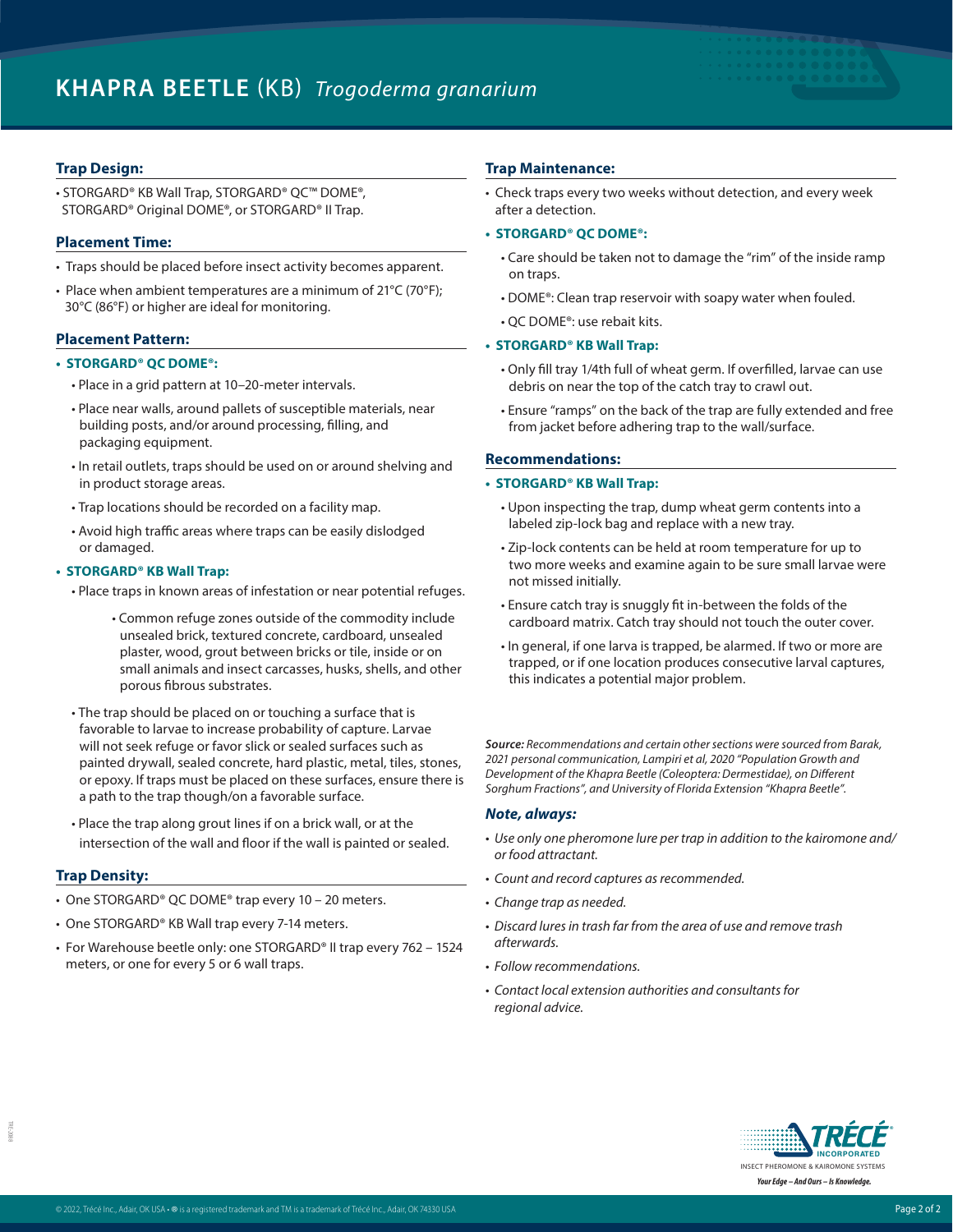# KHAPRA BEETLE (KB) *Trogoderma granarium*

## Trap Design:

- STORGARD® KB Wall Trap, STORGARD® QC™ DOME®, STORGARD® Original DOME®, or STORGARD® II Trap.

## Placement Time:

- Traps should be placed before insect activity becomes apparent.
- Place when ambient temperatures are a minimum of 21°C (70°F); 30°C (86°F) or higher are ideal for monitoring.

## Placement Pattern:

- **STORGARD® QC DOME®:**
  - Place in a grid pattern at 10–20-meter intervals.
  - Place near walls, around pallets of susceptible materials, near building posts, and/or around processing, filling, and packaging equipment.
  - In retail outlets, traps should be used on or around shelving and in product storage areas.
  - Trap locations should be recorded on a facility map.
  - Avoid high traffic areas where traps can be easily dislodged or damaged.
- **STORGARD® KB Wall Trap:**
  - Place traps in known areas of infestation or near potential refuges.
    - Common refuge zones outside of the commodity include unsealed brick, textured concrete, cardboard, unsealed plaster, wood, grout between bricks or tile, inside or on small animals and insect carcasses, husks, shells, and other porous fibrous substrates.
  - The trap should be placed on or touching a surface that is favorable to larvae to increase probability of capture. Larvae will not seek refuge or favor slick or sealed surfaces such as painted drywall, sealed concrete, hard plastic, metal, tiles, stones, or epoxy. If traps must be placed on these surfaces, ensure there is a path to the trap though/on a favorable surface.
  - Place the trap along grout lines if on a brick wall, or at the intersection of the wall and floor if the wall is painted or sealed.

## Trap Density:

- One STORGARD® QC DOME® trap every 10 – 20 meters.
- One STORGARD® KB Wall trap every 7-14 meters.
- For Warehouse beetle only: one STORGARD® II trap every 762 – 1524 meters, or one for every 5 or 6 wall traps.

## Trap Maintenance:

- Check traps every two weeks without detection, and every week after a detection.
- **STORGARD® QC DOME®:**
  - Care should be taken not to damage the "rim" of the inside ramp on traps.
  - DOME®: Clean trap reservoir with soapy water when fouled.
  - QC DOME®: use rebait kits.
- **STORGARD® KB Wall Trap:**
  - Only fill tray 1/4th full of wheat germ. If overfilled, larvae can use debris on near the top of the catch tray to crawl out.
  - Ensure "ramps" on the back of the trap are fully extended and free from jacket before adhering trap to the wall/surface.

## Recommendations:

- **STORGARD® KB Wall Trap:**
  - Upon inspecting the trap, dump wheat germ contents into a labeled zip-lock bag and replace with a new tray.
  - Zip-lock contents can be held at room temperature for up to two more weeks and examine again to be sure small larvae were not missed initially.
  - Ensure catch tray is snuggly fit in-between the folds of the cardboard matrix. Catch tray should not touch the outer cover.
  - In general, if one larva is trapped, be alarmed. If two or more are trapped, or if one location produces consecutive larval captures, this indicates a potential major problem.

***Source:*** *Recommendations and certain other sections were sourced from Barak, 2021 personal communication, Lampiri et al, 2020 "Population Growth and Development of the Khapra Beetle (Coleoptera: Dermestidae), on Different Sorghum Fractions", and University of Florida Extension "Khapra Beetle".*

### *Note, always:*

- *Use only one pheromone lure per trap in addition to the kairomone and/or food attractant.*
- *Count and record captures as recommended.*
- *Change trap as needed.*
- *Discard lures in trash far from the area of use and remove trash afterwards.*
- *Follow recommendations.*
- *Contact local extension authorities and consultants for regional advice.*

TRÉCÉ® INCORPORATED
INSECT PHEROMONE & KAIROMONE SYSTEMS
*Your Edge – And Ours – Is Knowledge.*

© 2022, Trécé Inc., Adair, OK USA • ® is a registered trademark and TM is a trademark of Trécé Inc., Adair, OK 74330 USA